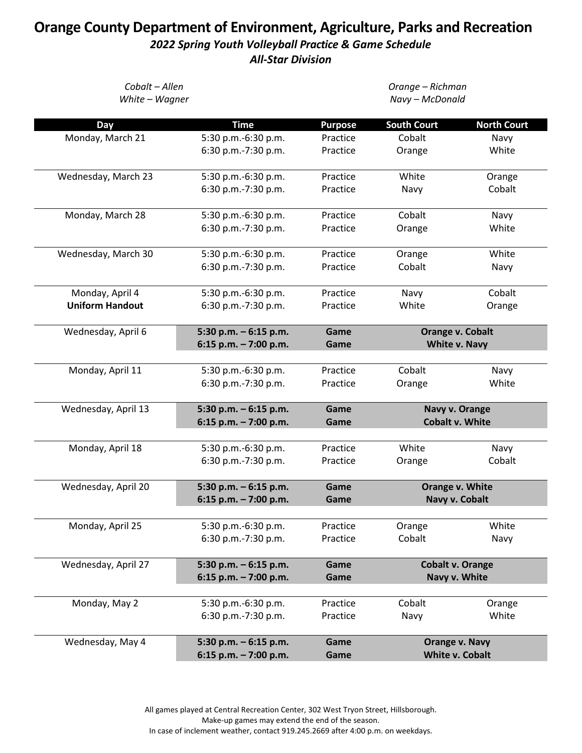# Orange County Department of Environment, Agriculture, Parks and Recreation

***2022 Spring Youth Volleyball Practice & Game Schedule***

***All-Star Division***

*Cobalt – Allen*
*White – Wagner*

*Orange – Richman*
*Navy – McDonald*

| Day | Time | Purpose | South Court | North Court |
|---|---|---|---|---|
| Monday, March 21 | 5:30 p.m.-6:30 p.m. | Practice | Cobalt | Navy |
| | 6:30 p.m.-7:30 p.m. | Practice | Orange | White |
| Wednesday, March 23 | 5:30 p.m.-6:30 p.m. | Practice | White | Orange |
| | 6:30 p.m.-7:30 p.m. | Practice | Navy | Cobalt |
| Monday, March 28 | 5:30 p.m.-6:30 p.m. | Practice | Cobalt | Navy |
| | 6:30 p.m.-7:30 p.m. | Practice | Orange | White |
| Wednesday, March 30 | 5:30 p.m.-6:30 p.m. | Practice | Orange | White |
| | 6:30 p.m.-7:30 p.m. | Practice | Cobalt | Navy |
| Monday, April 4 | 5:30 p.m.-6:30 p.m. | Practice | Navy | Cobalt |
| **Uniform Handout** | 6:30 p.m.-7:30 p.m. | Practice | White | Orange |
| Wednesday, April 6 | **5:30 p.m. – 6:15 p.m.** | **Game** | **Orange v. Cobalt** | |
| | **6:15 p.m. – 7:00 p.m.** | **Game** | **White v. Navy** | |
| Monday, April 11 | 5:30 p.m.-6:30 p.m. | Practice | Cobalt | Navy |
| | 6:30 p.m.-7:30 p.m. | Practice | Orange | White |
| Wednesday, April 13 | **5:30 p.m. – 6:15 p.m.** | **Game** | **Navy v. Orange** | |
| | **6:15 p.m. – 7:00 p.m.** | **Game** | **Cobalt v. White** | |
| Monday, April 18 | 5:30 p.m.-6:30 p.m. | Practice | White | Navy |
| | 6:30 p.m.-7:30 p.m. | Practice | Orange | Cobalt |
| Wednesday, April 20 | **5:30 p.m. – 6:15 p.m.** | **Game** | **Orange v. White** | |
| | **6:15 p.m. – 7:00 p.m.** | **Game** | **Navy v. Cobalt** | |
| Monday, April 25 | 5:30 p.m.-6:30 p.m. | Practice | Orange | White |
| | 6:30 p.m.-7:30 p.m. | Practice | Cobalt | Navy |
| Wednesday, April 27 | **5:30 p.m. – 6:15 p.m.** | **Game** | **Cobalt v. Orange** | |
| | **6:15 p.m. – 7:00 p.m.** | **Game** | **Navy v. White** | |
| Monday, May 2 | 5:30 p.m.-6:30 p.m. | Practice | Cobalt | Orange |
| | 6:30 p.m.-7:30 p.m. | Practice | Navy | White |
| Wednesday, May 4 | **5:30 p.m. – 6:15 p.m.** | **Game** | **Orange v. Navy** | |
| | **6:15 p.m. – 7:00 p.m.** | **Game** | **White v. Cobalt** | |

All games played at Central Recreation Center, 302 West Tryon Street, Hillsborough.
Make-up games may extend the end of the season.
In case of inclement weather, contact 919.245.2669 after 4:00 p.m. on weekdays.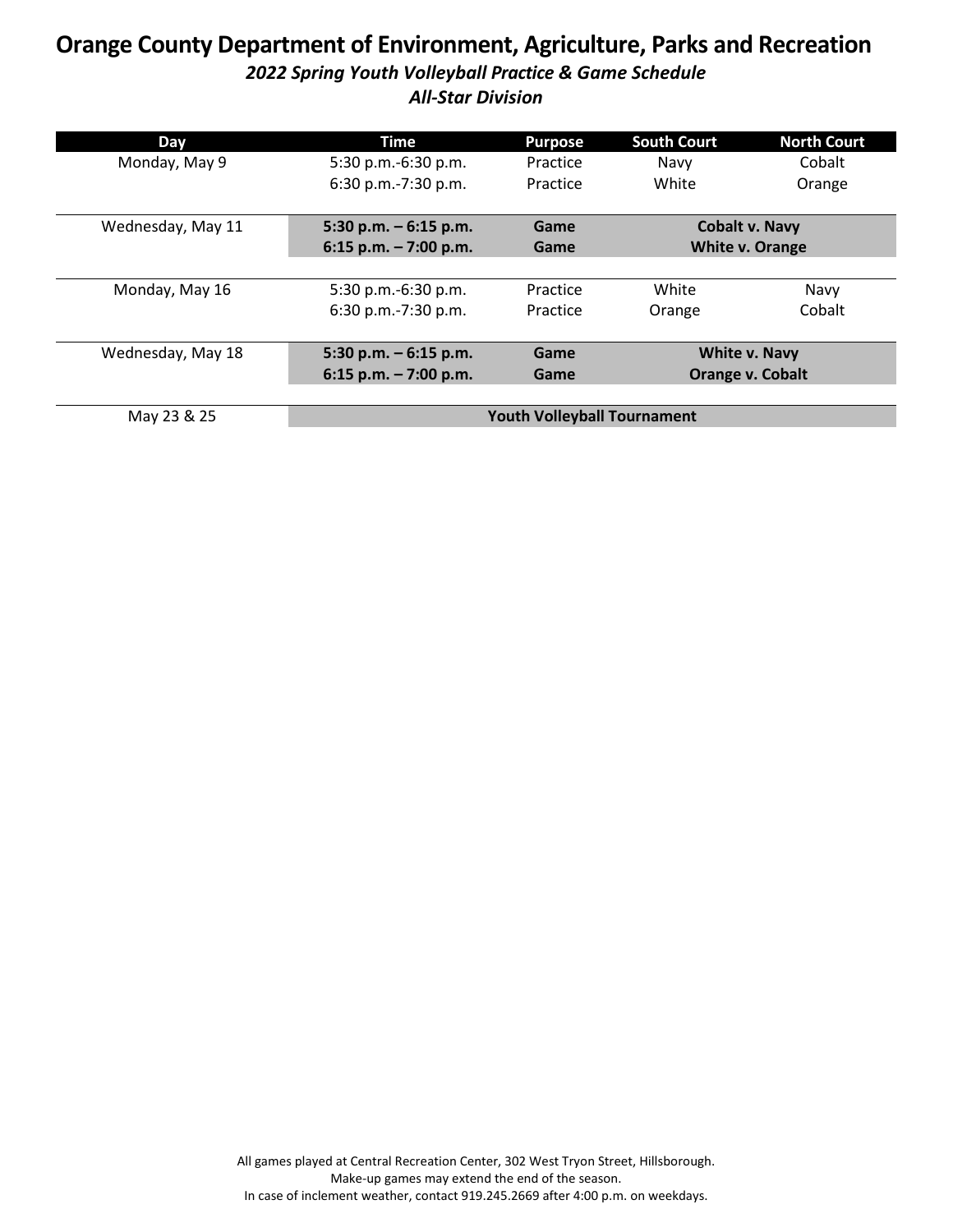# Orange County Department of Environment, Agriculture, Parks and Recreation

***2022 Spring Youth Volleyball Practice & Game Schedule***

***All-Star Division***

| Day | Time | Purpose | South Court | North Court |
|---|---|---|---|---|
| Monday, May 9 | 5:30 p.m.-6:30 p.m. | Practice | Navy | Cobalt |
| | 6:30 p.m.-7:30 p.m. | Practice | White | Orange |
| Wednesday, May 11 | **5:30 p.m. – 6:15 p.m.** | **Game** | **Cobalt v. Navy** | |
| | **6:15 p.m. – 7:00 p.m.** | **Game** | **White v. Orange** | |
| Monday, May 16 | 5:30 p.m.-6:30 p.m. | Practice | White | Navy |
| | 6:30 p.m.-7:30 p.m. | Practice | Orange | Cobalt |
| Wednesday, May 18 | **5:30 p.m. – 6:15 p.m.** | **Game** | **White v. Navy** | |
| | **6:15 p.m. – 7:00 p.m.** | **Game** | **Orange v. Cobalt** | |
| May 23 & 25 | **Youth Volleyball Tournament** | | | |

All games played at Central Recreation Center, 302 West Tryon Street, Hillsborough.
Make-up games may extend the end of the season.
In case of inclement weather, contact 919.245.2669 after 4:00 p.m. on weekdays.